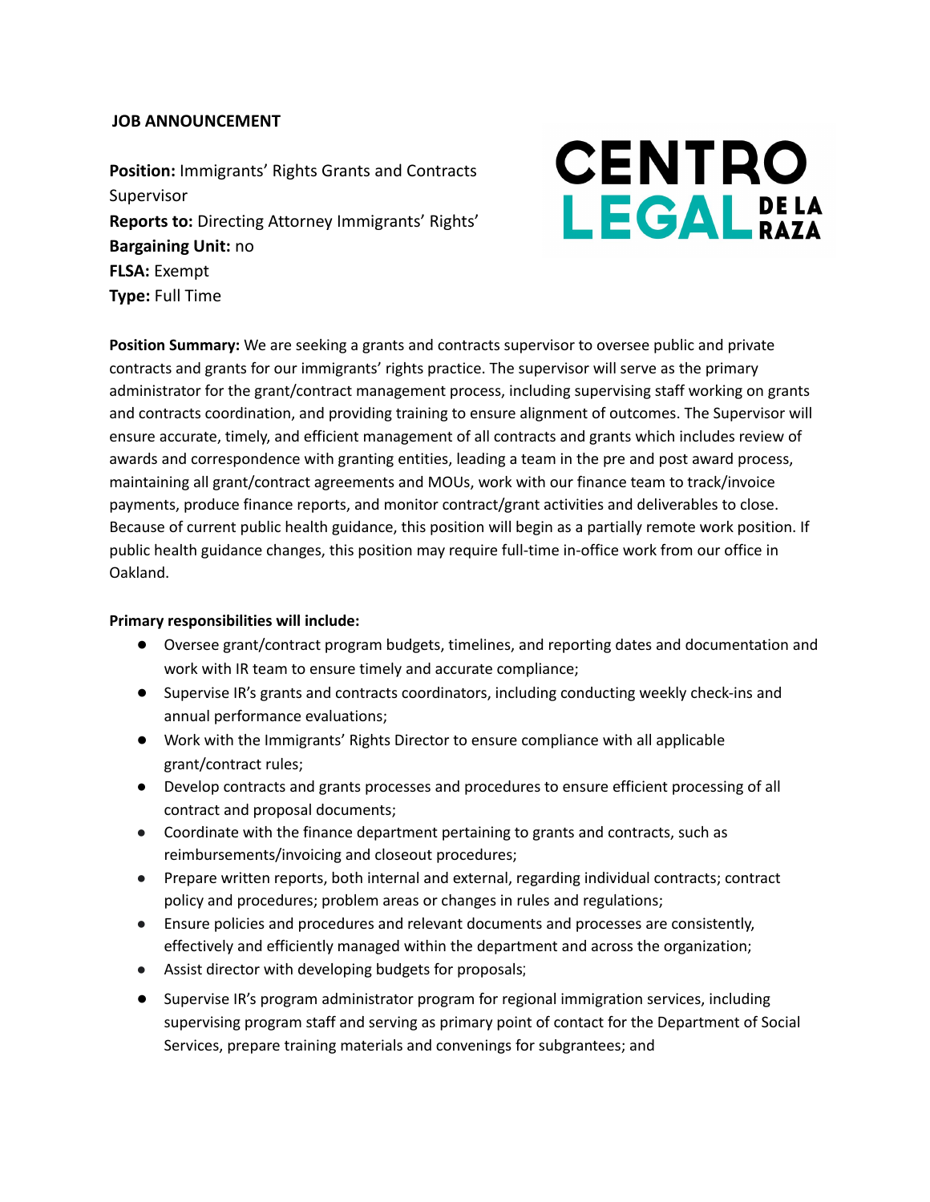**JOB ANNOUNCEMENT**

CENTRO LEGAL DE LA RAZA

**Position:** Immigrants' Rights Grants and Contracts Supervisor
**Reports to:** Directing Attorney Immigrants' Rights'
**Bargaining Unit:** no
**FLSA:** Exempt
**Type:** Full Time

**Position Summary:** We are seeking a grants and contracts supervisor to oversee public and private contracts and grants for our immigrants' rights practice. The supervisor will serve as the primary administrator for the grant/contract management process, including supervising staff working on grants and contracts coordination, and providing training to ensure alignment of outcomes. The Supervisor will ensure accurate, timely, and efficient management of all contracts and grants which includes review of awards and correspondence with granting entities, leading a team in the pre and post award process, maintaining all grant/contract agreements and MOUs, work with our finance team to track/invoice payments, produce finance reports, and monitor contract/grant activities and deliverables to close. Because of current public health guidance, this position will begin as a partially remote work position. If public health guidance changes, this position may require full-time in-office work from our office in Oakland.

**Primary responsibilities will include:**

- Oversee grant/contract program budgets, timelines, and reporting dates and documentation and work with IR team to ensure timely and accurate compliance;
- Supervise IR's grants and contracts coordinators, including conducting weekly check-ins and annual performance evaluations;
- Work with the Immigrants' Rights Director to ensure compliance with all applicable grant/contract rules;
- Develop contracts and grants processes and procedures to ensure efficient processing of all contract and proposal documents;
- Coordinate with the finance department pertaining to grants and contracts, such as reimbursements/invoicing and closeout procedures;
- Prepare written reports, both internal and external, regarding individual contracts; contract policy and procedures; problem areas or changes in rules and regulations;
- Ensure policies and procedures and relevant documents and processes are consistently, effectively and efficiently managed within the department and across the organization;
- Assist director with developing budgets for proposals;
- Supervise IR's program administrator program for regional immigration services, including supervising program staff and serving as primary point of contact for the Department of Social Services, prepare training materials and convenings for subgrantees; and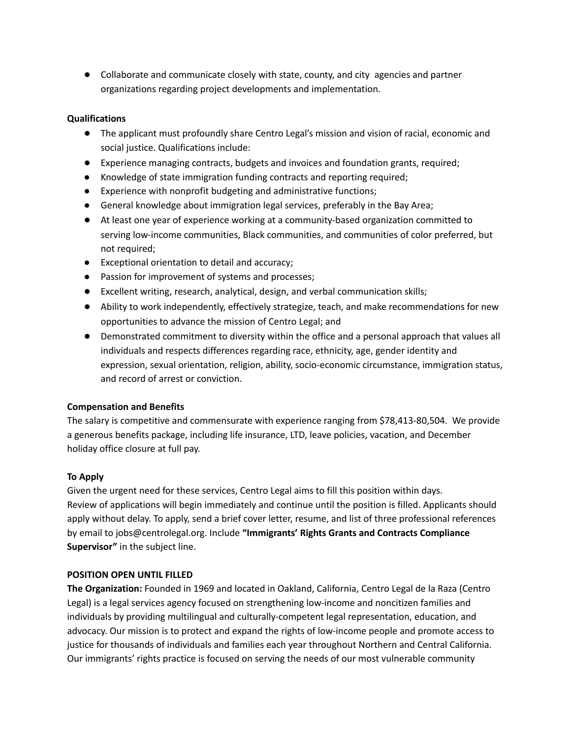- Collaborate and communicate closely with state, county, and city agencies and partner organizations regarding project developments and implementation.

**Qualifications**

- The applicant must profoundly share Centro Legal's mission and vision of racial, economic and social justice. Qualifications include:
- Experience managing contracts, budgets and invoices and foundation grants, required;
- Knowledge of state immigration funding contracts and reporting required;
- Experience with nonprofit budgeting and administrative functions;
- General knowledge about immigration legal services, preferably in the Bay Area;
- At least one year of experience working at a community-based organization committed to serving low-income communities, Black communities, and communities of color preferred, but not required;
- Exceptional orientation to detail and accuracy;
- Passion for improvement of systems and processes;
- Excellent writing, research, analytical, design, and verbal communication skills;
- Ability to work independently, effectively strategize, teach, and make recommendations for new opportunities to advance the mission of Centro Legal; and
- Demonstrated commitment to diversity within the office and a personal approach that values all individuals and respects differences regarding race, ethnicity, age, gender identity and expression, sexual orientation, religion, ability, socio-economic circumstance, immigration status, and record of arrest or conviction.

**Compensation and Benefits**

The salary is competitive and commensurate with experience ranging from $78,413-80,504. We provide a generous benefits package, including life insurance, LTD, leave policies, vacation, and December holiday office closure at full pay.

**To Apply**

Given the urgent need for these services, Centro Legal aims to fill this position within days. Review of applications will begin immediately and continue until the position is filled. Applicants should apply without delay. To apply, send a brief cover letter, resume, and list of three professional references by email to jobs@centrolegal.org. Include **"Immigrants' Rights Grants and Contracts Compliance Supervisor"** in the subject line.

**POSITION OPEN UNTIL FILLED**

**The Organization:** Founded in 1969 and located in Oakland, California, Centro Legal de la Raza (Centro Legal) is a legal services agency focused on strengthening low-income and noncitizen families and individuals by providing multilingual and culturally-competent legal representation, education, and advocacy. Our mission is to protect and expand the rights of low-income people and promote access to justice for thousands of individuals and families each year throughout Northern and Central California. Our immigrants' rights practice is focused on serving the needs of our most vulnerable community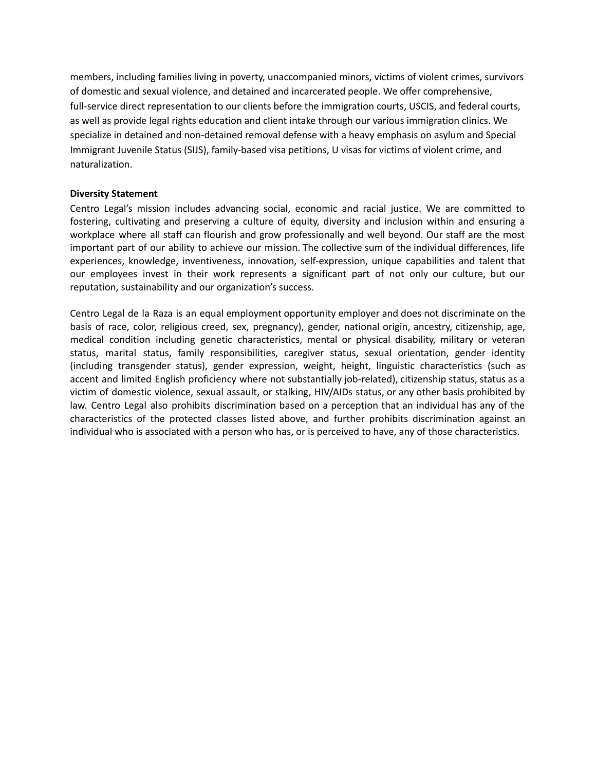members, including families living in poverty, unaccompanied minors, victims of violent crimes, survivors of domestic and sexual violence, and detained and incarcerated people. We offer comprehensive, full-service direct representation to our clients before the immigration courts, USCIS, and federal courts, as well as provide legal rights education and client intake through our various immigration clinics. We specialize in detained and non-detained removal defense with a heavy emphasis on asylum and Special Immigrant Juvenile Status (SIJS), family-based visa petitions, U visas for victims of violent crime, and naturalization.

**Diversity Statement**

Centro Legal's mission includes advancing social, economic and racial justice. We are committed to fostering, cultivating and preserving a culture of equity, diversity and inclusion within and ensuring a workplace where all staff can flourish and grow professionally and well beyond. Our staff are the most important part of our ability to achieve our mission. The collective sum of the individual differences, life experiences, knowledge, inventiveness, innovation, self-expression, unique capabilities and talent that our employees invest in their work represents a significant part of not only our culture, but our reputation, sustainability and our organization's success.

Centro Legal de la Raza is an equal employment opportunity employer and does not discriminate on the basis of race, color, religious creed, sex, pregnancy), gender, national origin, ancestry, citizenship, age, medical condition including genetic characteristics, mental or physical disability, military or veteran status, marital status, family responsibilities, caregiver status, sexual orientation, gender identity (including transgender status), gender expression, weight, height, linguistic characteristics (such as accent and limited English proficiency where not substantially job-related), citizenship status, status as a victim of domestic violence, sexual assault, or stalking, HIV/AIDs status, or any other basis prohibited by law. Centro Legal also prohibits discrimination based on a perception that an individual has any of the characteristics of the protected classes listed above, and further prohibits discrimination against an individual who is associated with a person who has, or is perceived to have, any of those characteristics.